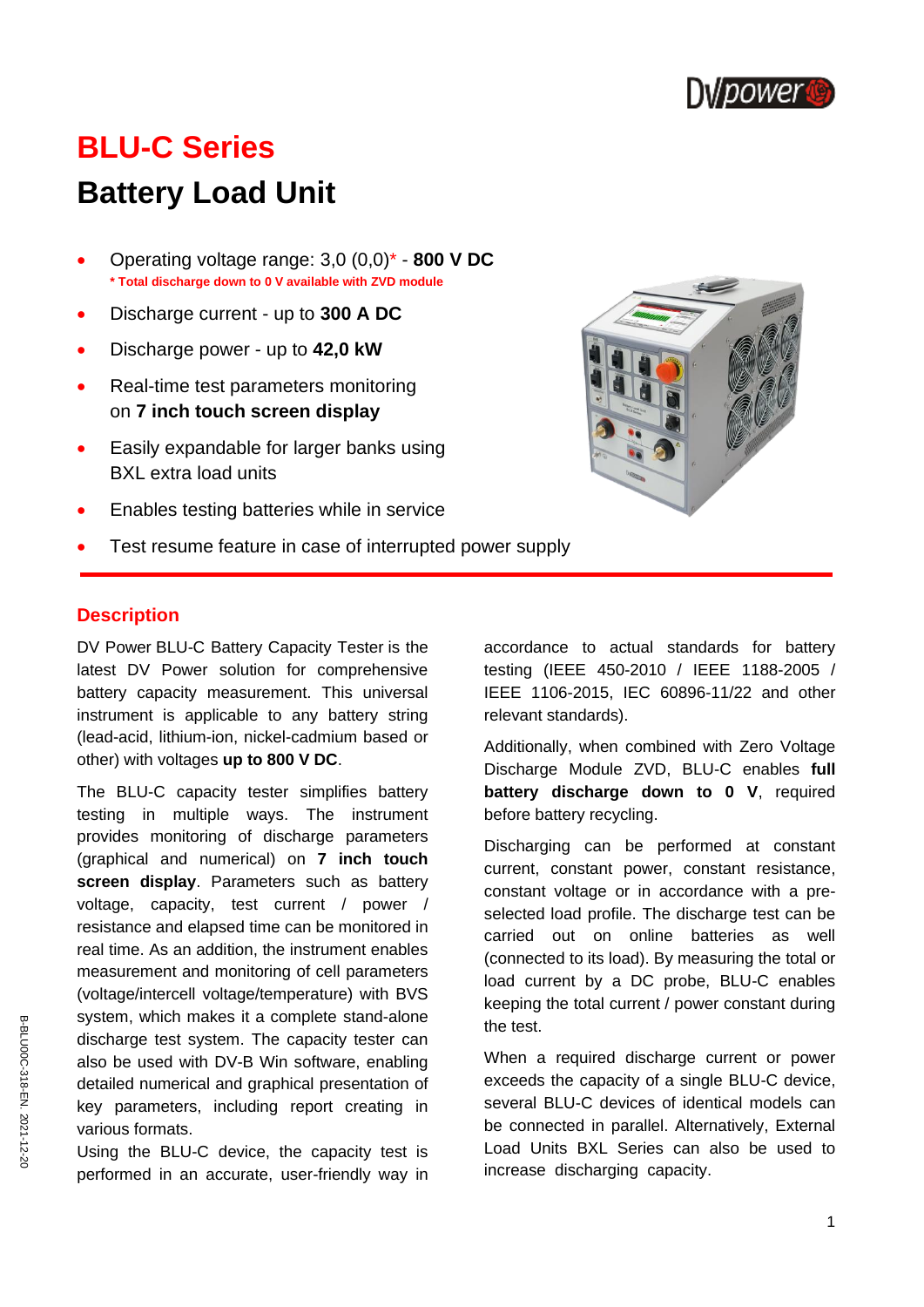# BLU-C Series

## Battery Load Unit

- Operating voltage range: 3,0 (0,0)* - **800 V DC**
  **\* Total discharge down to 0 V available with ZVD module**
- Discharge current - up to **300 A DC**
- Discharge power - up to **42,0 kW**
- Real-time test parameters monitoring on **7 inch touch screen display**
- Easily expandable for larger banks using BXL extra load units
- Enables testing batteries while in service
- Test resume feature in case of interrupted power supply

### Description

DV Power BLU-C Battery Capacity Tester is the latest DV Power solution for comprehensive battery capacity measurement. This universal instrument is applicable to any battery string (lead-acid, lithium-ion, nickel-cadmium based or other) with voltages **up to 800 V DC**.

The BLU-C capacity tester simplifies battery testing in multiple ways. The instrument provides monitoring of discharge parameters (graphical and numerical) on **7 inch touch screen display**. Parameters such as battery voltage, capacity, test current / power / resistance and elapsed time can be monitored in real time. As an addition, the instrument enables measurement and monitoring of cell parameters (voltage/intercell voltage/temperature) with BVS system, which makes it a complete stand-alone discharge test system. The capacity tester can also be used with DV-B Win software, enabling detailed numerical and graphical presentation of key parameters, including report creating in various formats.

Using the BLU-C device, the capacity test is performed in an accurate, user-friendly way in accordance to actual standards for battery testing (IEEE 450-2010 / IEEE 1188-2005 / IEEE 1106-2015, IEC 60896-11/22 and other relevant standards).

Additionally, when combined with Zero Voltage Discharge Module ZVD, BLU-C enables **full battery discharge down to 0 V**, required before battery recycling.

Discharging can be performed at constant current, constant power, constant resistance, constant voltage or in accordance with a pre-selected load profile. The discharge test can be carried out on online batteries as well (connected to its load). By measuring the total or load current by a DC probe, BLU-C enables keeping the total current / power constant during the test.

When a required discharge current or power exceeds the capacity of a single BLU-C device, several BLU-C devices of identical models can be connected in parallel. Alternatively, External Load Units BXL Series can also be used to increase discharging capacity.

B-BLU00C-318-EN, 2021-12-20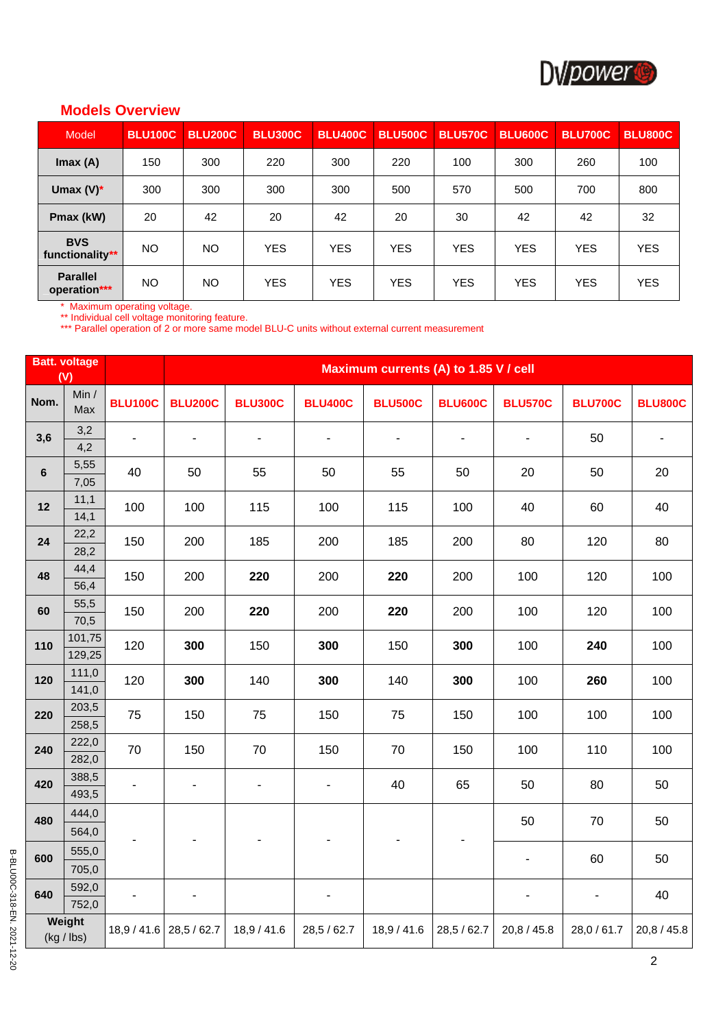## Models Overview

| Model | BLU100C | BLU200C | BLU300C | BLU400C | BLU500C | BLU570C | BLU600C | BLU700C | BLU800C |
|---|---|---|---|---|---|---|---|---|---|
| **Imax (A)** | 150 | 300 | 220 | 300 | 220 | 100 | 300 | 260 | 100 |
| **Umax (V)*** | 300 | 300 | 300 | 300 | 500 | 570 | 500 | 700 | 800 |
| **Pmax (kW)** | 20 | 42 | 20 | 42 | 20 | 30 | 42 | 42 | 32 |
| **BVS functionality**** | NO | NO | YES | YES | YES | YES | YES | YES | YES |
| **Parallel operation***** | NO | NO | YES | YES | YES | YES | YES | YES | YES |

\* Maximum operating voltage.
** Individual cell voltage monitoring feature.
*** Parallel operation of 2 or more same model BLU-C units without external current measurement

| Batt. voltage (V) | | Maximum currents (A) to 1.85 V / cell | | | | | | | | |
|---|---|---|---|---|---|---|---|---|---|---|
| **Nom.** | **Min / Max** | **BLU100C** | **BLU200C** | **BLU300C** | **BLU400C** | **BLU500C** | **BLU600C** | **BLU570C** | **BLU700C** | **BLU800C** |
| **3,6** | 3,2 / 4,2 | - | - | - | - | - | - | - | 50 | - |
| **6** | 5,55 / 7,05 | 40 | 50 | 55 | 50 | 55 | 50 | 20 | 50 | 20 |
| **12** | 11,1 / 14,1 | 100 | 100 | 115 | 100 | 115 | 100 | 40 | 60 | 40 |
| **24** | 22,2 / 28,2 | 150 | 200 | 185 | 200 | 185 | 200 | 80 | 120 | 80 |
| **48** | 44,4 / 56,4 | 150 | 200 | **220** | 200 | **220** | 200 | 100 | 120 | 100 |
| **60** | 55,5 / 70,5 | 150 | 200 | **220** | 200 | **220** | 200 | 100 | 120 | 100 |
| **110** | 101,75 / 129,25 | 120 | **300** | 150 | **300** | 150 | **300** | 100 | **240** | 100 |
| **120** | 111,0 / 141,0 | 120 | **300** | 140 | **300** | 140 | **300** | 100 | **260** | 100 |
| **220** | 203,5 / 258,5 | 75 | 150 | 75 | 150 | 75 | 150 | 100 | 100 | 100 |
| **240** | 222,0 / 282,0 | 70 | 150 | 70 | 150 | 70 | 150 | 100 | 110 | 100 |
| **420** | 388,5 / 493,5 | - | - | - | - | 40 | 65 | 50 | 80 | 50 |
| **480** | 444,0 / 564,0 | - | - | - | - | - | - | 50 | 70 | 50 |
| **600** | 555,0 / 705,0 | | | | | | | - | 60 | 50 |
| **640** | 592,0 / 752,0 | - | - | | - | | | - | - | 40 |
| **Weight (kg / lbs)** | | 18,9 / 41.6 | 28,5 / 62.7 | 18,9 / 41.6 | 28,5 / 62.7 | 18,9 / 41.6 | 28,5 / 62.7 | 20,8 / 45.8 | 28,0 / 61.7 | 20,8 / 45.8 |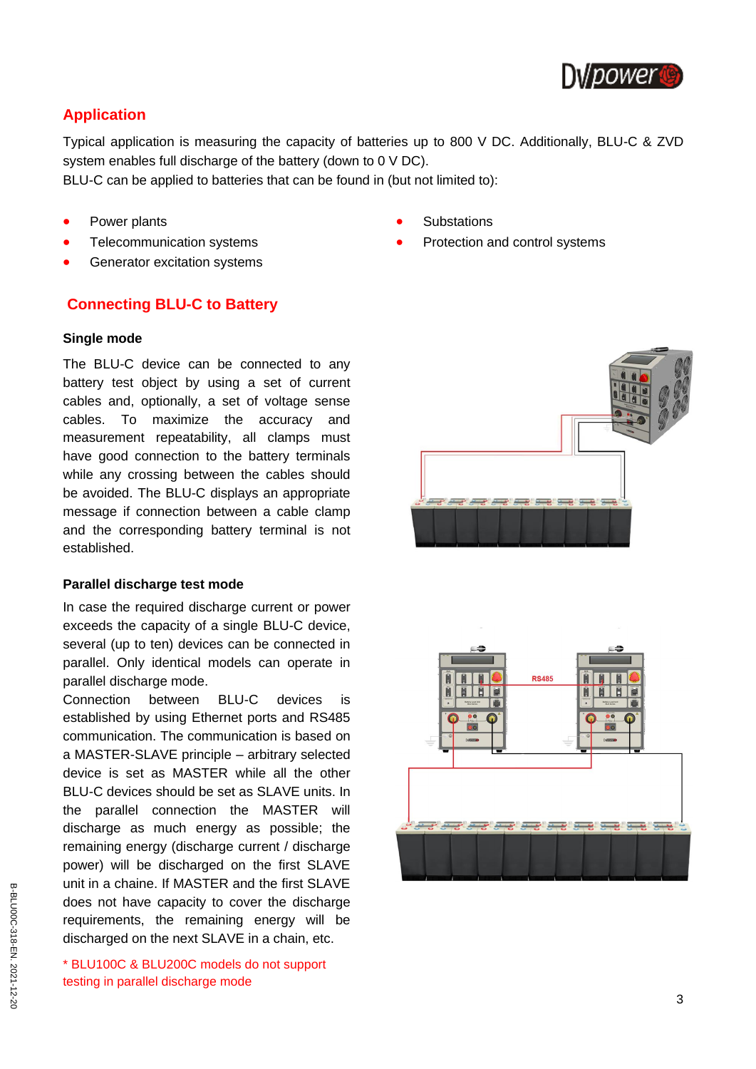## Application

Typical application is measuring the capacity of batteries up to 800 V DC. Additionally, BLU-C & ZVD system enables full discharge of the battery (down to 0 V DC).
BLU-C can be applied to batteries that can be found in (but not limited to):

- Power plants
- Telecommunication systems
- Generator excitation systems
- Substations
- Protection and control systems

## Connecting BLU-C to Battery

### Single mode

The BLU-C device can be connected to any battery test object by using a set of current cables and, optionally, a set of voltage sense cables. To maximize the accuracy and measurement repeatability, all clamps must have good connection to the battery terminals while any crossing between the cables should be avoided. The BLU-C displays an appropriate message if connection between a cable clamp and the corresponding battery terminal is not established.

### Parallel discharge test mode

In case the required discharge current or power exceeds the capacity of a single BLU-C device, several (up to ten) devices can be connected in parallel. Only identical models can operate in parallel discharge mode.
Connection between BLU-C devices is established by using Ethernet ports and RS485 communication. The communication is based on a MASTER-SLAVE principle – arbitrary selected device is set as MASTER while all the other BLU-C devices should be set as SLAVE units. In the parallel connection the MASTER will discharge as much energy as possible; the remaining energy (discharge current / discharge power) will be discharged on the first SLAVE unit in a chaine. If MASTER and the first SLAVE does not have capacity to cover the discharge requirements, the remaining energy will be discharged on the next SLAVE in a chain, etc.

* BLU100C & BLU200C models do not support testing in parallel discharge mode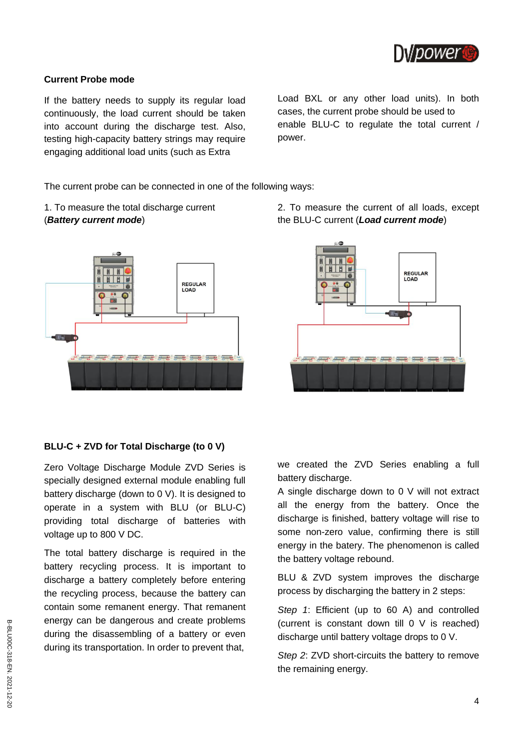## Current Probe mode

If the battery needs to supply its regular load continuously, the load current should be taken into account during the discharge test. Also, testing high-capacity battery strings may require engaging additional load units (such as Extra Load BXL or any other load units). In both cases, the current probe should be used to enable BLU-C to regulate the total current / power.

The current probe can be connected in one of the following ways:

1. To measure the total discharge current (***Battery current mode***)

2. To measure the current of all loads, except the BLU-C current (***Load current mode***)

## BLU-C + ZVD for Total Discharge (to 0 V)

Zero Voltage Discharge Module ZVD Series is specially designed external module enabling full battery discharge (down to 0 V). It is designed to operate in a system with BLU (or BLU-C) providing total discharge of batteries with voltage up to 800 V DC.

The total battery discharge is required in the battery recycling process. It is important to discharge a battery completely before entering the recycling process, because the battery can contain some remanent energy. That remanent energy can be dangerous and create problems during the disassembling of a battery or even during its transportation. In order to prevent that, we created the ZVD Series enabling a full battery discharge.

A single discharge down to 0 V will not extract all the energy from the battery. Once the discharge is finished, battery voltage will rise to some non-zero value, confirming there is still energy in the batery. The phenomenon is called the battery voltage rebound.

BLU & ZVD system improves the discharge process by discharging the battery in 2 steps:

*Step 1*: Efficient (up to 60 A) and controlled (current is constant down till 0 V is reached) discharge until battery voltage drops to 0 V.

*Step 2*: ZVD short-circuits the battery to remove the remaining energy.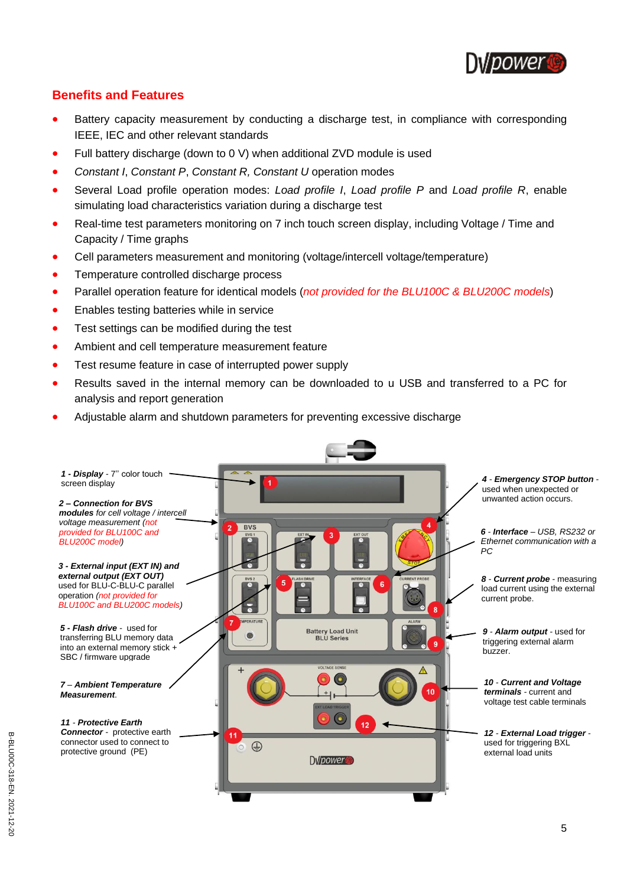## Benefits and Features

- Battery capacity measurement by conducting a discharge test, in compliance with corresponding IEEE, IEC and other relevant standards
- Full battery discharge (down to 0 V) when additional ZVD module is used
- *Constant I*, *Constant P*, *Constant R, Constant U* operation modes
- Several Load profile operation modes: *Load profile I*, *Load profile P* and *Load profile R*, enable simulating load characteristics variation during a discharge test
- Real-time test parameters monitoring on 7 inch touch screen display, including Voltage / Time and Capacity / Time graphs
- Cell parameters measurement and monitoring (voltage/intercell voltage/temperature)
- Temperature controlled discharge process
- Parallel operation feature for identical models (*not provided for the BLU100C & BLU200C models*)
- Enables testing batteries while in service
- Test settings can be modified during the test
- Ambient and cell temperature measurement feature
- Test resume feature in case of interrupted power supply
- Results saved in the internal memory can be downloaded to u USB and transferred to a PC for analysis and report generation
- Adjustable alarm and shutdown parameters for preventing excessive discharge

**1 - *Display*** - 7" color touch screen display

***2 – Connection for BVS modules*** *for cell voltage / intercell voltage measurement (not provided for BLU100C and BLU200C model)*

***3 - External input (EXT IN) and external output (EXT OUT)*** used for BLU-C-BLU-C parallel operation *(not provided for BLU100C and BLU200C models)*

***5 - Flash drive*** - used for transferring BLU memory data into an external memory stick + SBC / firmware upgrade

***7 – Ambient Temperature Measurement***.

***11 - Protective Earth Connector*** - protective earth connector used to connect to protective ground (PE)

***4 - Emergency STOP button*** - used when unexpected or unwanted action occurs.

***6 - Interface*** *– USB, RS232 or Ethernet communication with a PC*

***8 - Current probe*** - measuring load current using the external current probe.

***9 - Alarm output*** - used for triggering external alarm buzzer.

***10 - Current and Voltage terminals*** - current and voltage test cable terminals

***12 - External Load trigger*** - used for triggering BXL external load units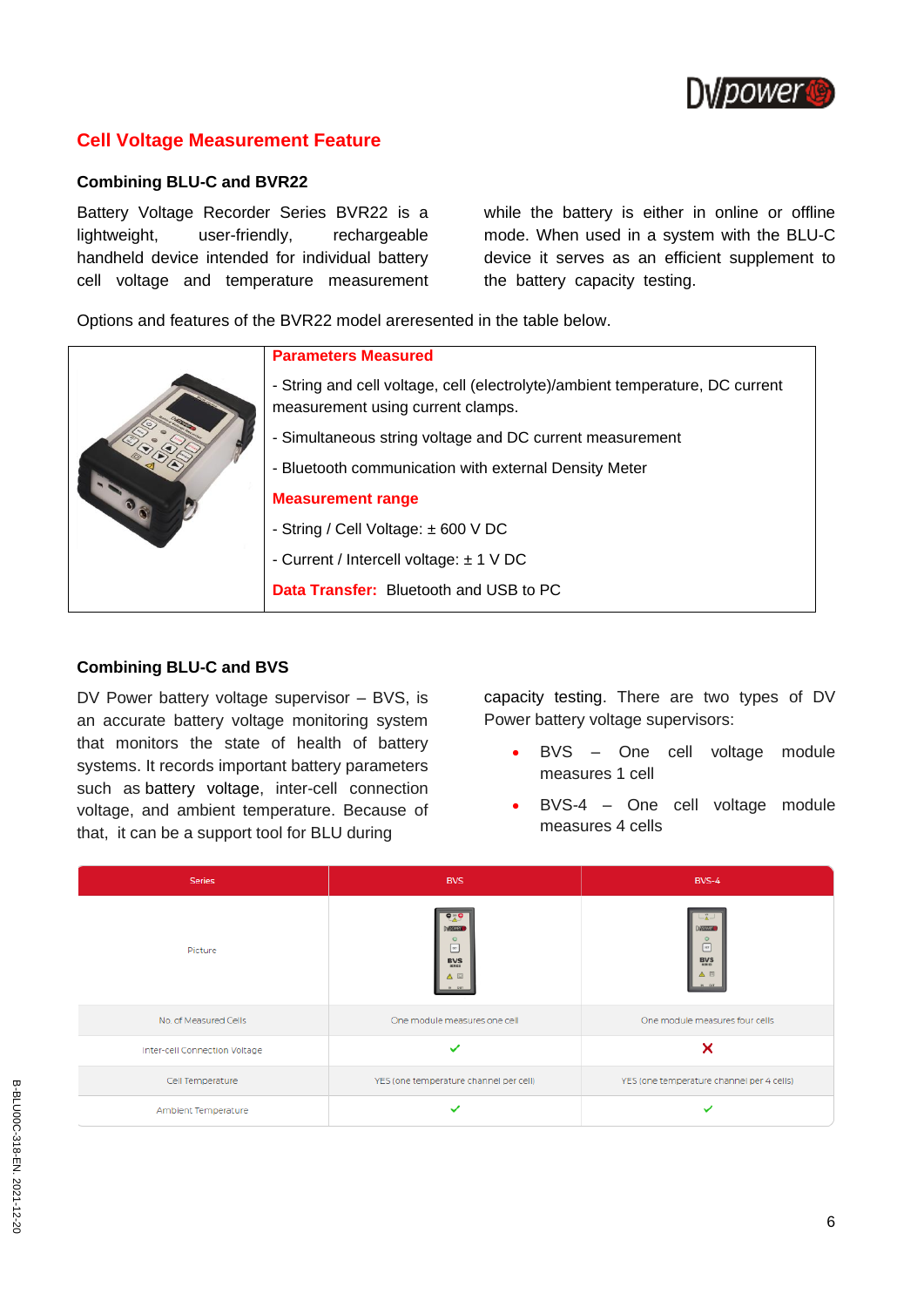## Cell Voltage Measurement Feature

### Combining BLU-C and BVR22

Battery Voltage Recorder Series BVR22 is a lightweight, user-friendly, rechargeable handheld device intended for individual battery cell voltage and temperature measurement while the battery is either in online or offline mode. When used in a system with the BLU-C device it serves as an efficient supplement to the battery capacity testing.

Options and features of the BVR22 model areresented in the table below.

| | |
|---|---|
| | **Parameters Measured**<br>- String and cell voltage, cell (electrolyte)/ambient temperature, DC current measurement using current clamps.<br>- Simultaneous string voltage and DC current measurement<br>- Bluetooth communication with external Density Meter<br>**Measurement range**<br>- String / Cell Voltage: ± 600 V DC<br>- Current / Intercell voltage: ± 1 V DC<br>**Data Transfer:** Bluetooth and USB to PC |

### Combining BLU-C and BVS

DV Power battery voltage supervisor – BVS, is an accurate battery voltage monitoring system that monitors the state of health of battery systems. It records important battery parameters such as battery voltage, inter-cell connection voltage, and ambient temperature. Because of that, it can be a support tool for BLU during capacity testing. There are two types of DV Power battery voltage supervisors:

- BVS – One cell voltage module measures 1 cell
- BVS-4 – One cell voltage module measures 4 cells

| Series | BVS | BVS-4 |
|---|---|---|
| Picture | | |
| No. of Measured Cells | One module measures one cell | One module measures four cells |
| Inter-cell Connection Voltage | ✓ | ✗ |
| Cell Temperature | YES (one temperature channel per cell) | YES (one temperature channel per 4 cells) |
| Ambient Temperature | ✓ | ✓ |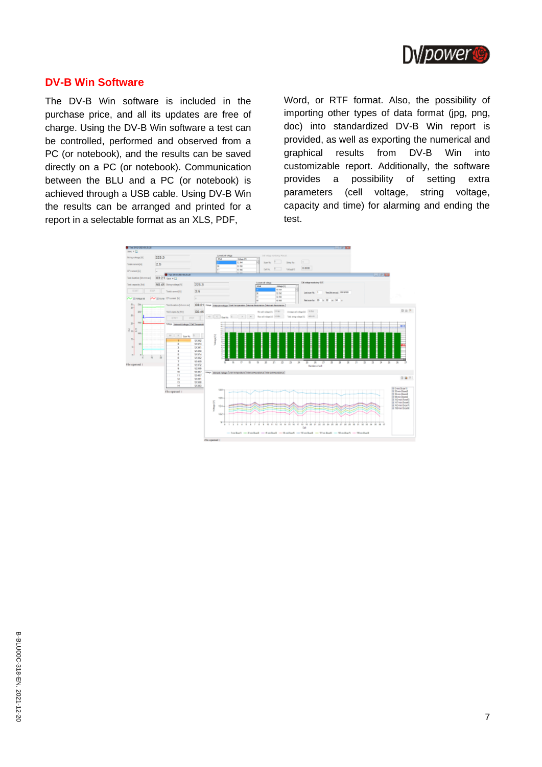## DV-B Win Software

The DV-B Win software is included in the purchase price, and all its updates are free of charge. Using the DV-B Win software a test can be controlled, performed and observed from a PC (or notebook), and the results can be saved directly on a PC (or notebook). Communication between the BLU and a PC (or notebook) is achieved through a USB cable. Using DV-B Win the results can be arranged and printed for a report in a selectable format as an XLS, PDF, Word, or RTF format. Also, the possibility of importing other types of data format (jpg, png, doc) into standardized DV-B Win report is provided, as well as exporting the numerical and graphical results from DV-B Win into customizable report. Additionally, the software provides a possibility of setting extra parameters (cell voltage, string voltage, capacity and time) for alarming and ending the test.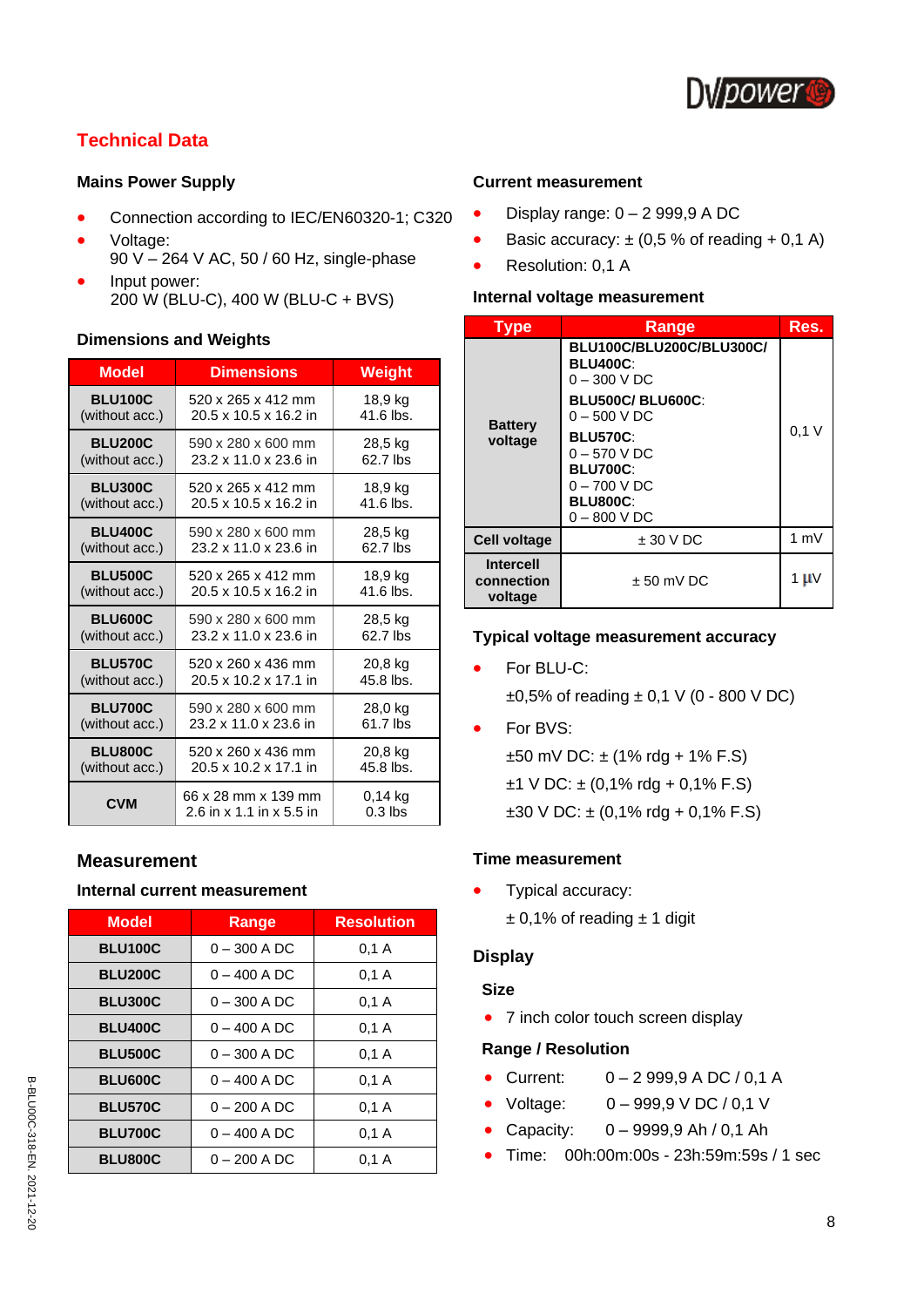## Technical Data

### Mains Power Supply

- Connection according to IEC/EN60320-1; C320
- Voltage:
  90 V – 264 V AC, 50 / 60 Hz, single-phase
- Input power:
  200 W (BLU-C), 400 W (BLU-C + BVS)

### Dimensions and Weights

| Model | Dimensions | Weight |
|---|---|---|
| **BLU100C** (without acc.) | 520 x 265 x 412 mm<br>20.5 x 10.5 x 16.2 in | 18,9 kg<br>41.6 lbs. |
| **BLU200C** (without acc.) | 590 x 280 x 600 mm<br>23.2 x 11.0 x 23.6 in | 28,5 kg<br>62.7 lbs |
| **BLU300C** (without acc.) | 520 x 265 x 412 mm<br>20.5 x 10.5 x 16.2 in | 18,9 kg<br>41.6 lbs. |
| **BLU400C** (without acc.) | 590 x 280 x 600 mm<br>23.2 x 11.0 x 23.6 in | 28,5 kg<br>62.7 lbs |
| **BLU500C** (without acc.) | 520 x 265 x 412 mm<br>20.5 x 10.5 x 16.2 in | 18,9 kg<br>41.6 lbs. |
| **BLU600C** (without acc.) | 590 x 280 x 600 mm<br>23.2 x 11.0 x 23.6 in | 28,5 kg<br>62.7 lbs |
| **BLU570C** (without acc.) | 520 x 260 x 436 mm<br>20.5 x 10.2 x 17.1 in | 20,8 kg<br>45.8 lbs. |
| **BLU700C** (without acc.) | 590 x 280 x 600 mm<br>23.2 x 11.0 x 23.6 in | 28,0 kg<br>61.7 lbs |
| **BLU800C** (without acc.) | 520 x 260 x 436 mm<br>20.5 x 10.2 x 17.1 in | 20,8 kg<br>45.8 lbs. |
| **CVM** | 66 x 28 mm x 139 mm<br>2.6 in x 1.1 in x 5.5 in | 0,14 kg<br>0.3 lbs |

## Measurement

### Internal current measurement

| Model | Range | Resolution |
|---|---|---|
| **BLU100C** | 0 – 300 A DC | 0,1 A |
| **BLU200C** | 0 – 400 A DC | 0,1 A |
| **BLU300C** | 0 – 300 A DC | 0,1 A |
| **BLU400C** | 0 – 400 A DC | 0,1 A |
| **BLU500C** | 0 – 300 A DC | 0,1 A |
| **BLU600C** | 0 – 400 A DC | 0,1 A |
| **BLU570C** | 0 – 200 A DC | 0,1 A |
| **BLU700C** | 0 – 400 A DC | 0,1 A |
| **BLU800C** | 0 – 200 A DC | 0,1 A |

### Current measurement

- Display range: 0 – 2 999,9 A DC
- Basic accuracy: ± (0,5 % of reading + 0,1 A)
- Resolution: 0,1 A

### Internal voltage measurement

| Type | Range | Res. |
|---|---|---|
| **Battery voltage** | **BLU100C/BLU200C/BLU300C/ BLU400C**:<br>0 – 300 V DC<br>**BLU500C/ BLU600C**:<br>0 – 500 V DC<br>**BLU570C**:<br>0 – 570 V DC<br>**BLU700C**:<br>0 – 700 V DC<br>**BLU800C**:<br>0 – 800 V DC | 0,1 V |
| **Cell voltage** | ± 30 V DC | 1 mV |
| **Intercell connection voltage** | ± 50 mV DC | 1 µV |

### Typical voltage measurement accuracy

- For BLU-C:
  ±0,5% of reading ± 0,1 V (0 - 800 V DC)
- For BVS:
  ±50 mV DC: ± (1% rdg + 1% F.S)
  ±1 V DC: ± (0,1% rdg + 0,1% F.S)
  ±30 V DC: ± (0,1% rdg + 0,1% F.S)

### Time measurement

- Typical accuracy:
  ± 0,1% of reading ± 1 digit

## Display

### Size

- 7 inch color touch screen display

### Range / Resolution

- Current: 0 – 2 999,9 A DC / 0,1 A
- Voltage: 0 – 999,9 V DC / 0,1 V
- Capacity: 0 – 9999,9 Ah / 0,1 Ah
- Time: 00h:00m:00s - 23h:59m:59s / 1 sec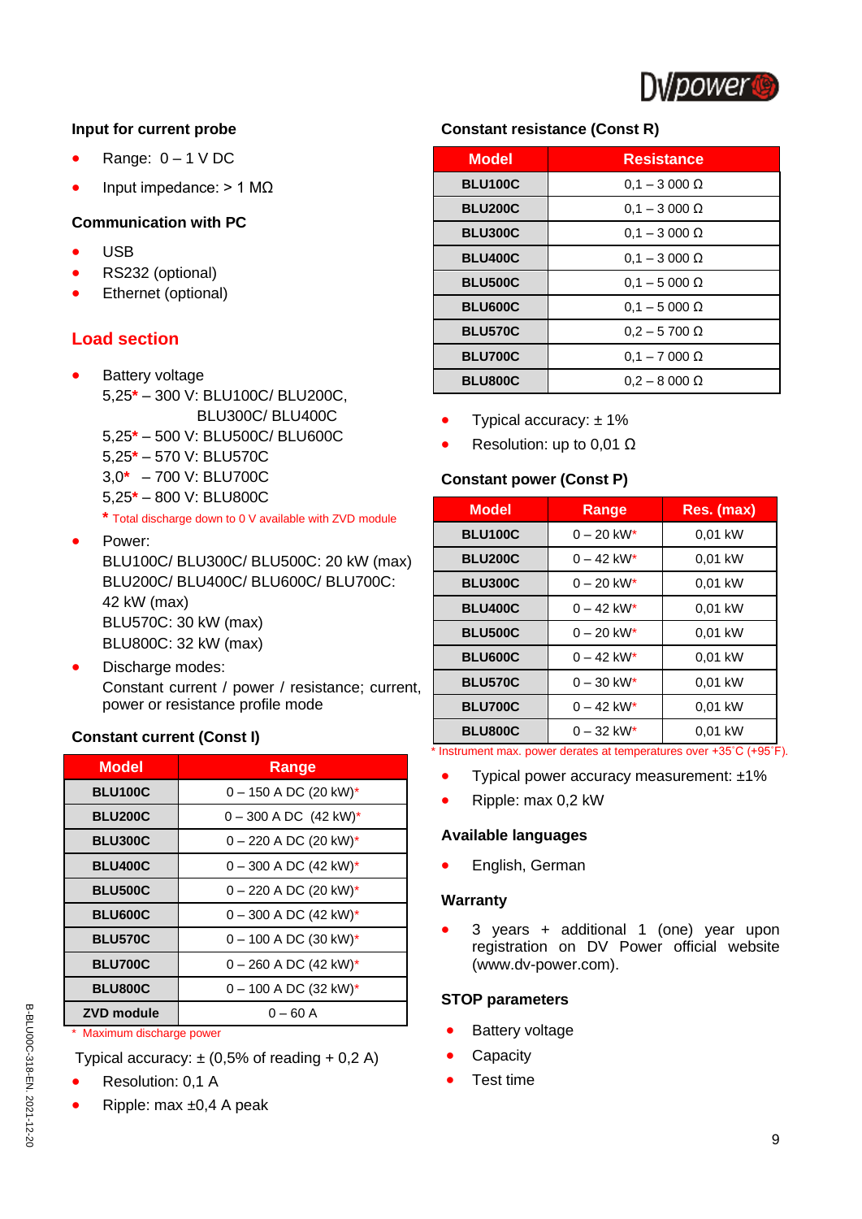### Input for current probe

- Range: 0 – 1 V DC
- Input impedance: > 1 MΩ

### Communication with PC

- USB
- RS232 (optional)
- Ethernet (optional)

## Load section

- Battery voltage
  5,25* – 300 V: BLU100C/ BLU200C, BLU300C/ BLU400C
  5,25* – 500 V: BLU500C/ BLU600C
  5,25* – 570 V: BLU570C
  3,0* – 700 V: BLU700C
  5,25* – 800 V: BLU800C
  * Total discharge down to 0 V available with ZVD module
- Power:
  BLU100C/ BLU300C/ BLU500C: 20 kW (max)
  BLU200C/ BLU400C/ BLU600C/ BLU700C: 42 kW (max)
  BLU570C: 30 kW (max)
  BLU800C: 32 kW (max)
- Discharge modes:
  Constant current / power / resistance; current, power or resistance profile mode

### Constant current (Const I)

| Model | Range |
|---|---|
| BLU100C | 0 – 150 A DC (20 kW)* |
| BLU200C | 0 – 300 A DC (42 kW)* |
| BLU300C | 0 – 220 A DC (20 kW)* |
| BLU400C | 0 – 300 A DC (42 kW)* |
| BLU500C | 0 – 220 A DC (20 kW)* |
| BLU600C | 0 – 300 A DC (42 kW)* |
| BLU570C | 0 – 100 A DC (30 kW)* |
| BLU700C | 0 – 260 A DC (42 kW)* |
| BLU800C | 0 – 100 A DC (32 kW)* |
| ZVD module | 0 – 60 A |

* Maximum discharge power

Typical accuracy: ± (0,5% of reading + 0,2 A)

- Resolution: 0,1 A
- Ripple: max ±0,4 A peak

### Constant resistance (Const R)

| Model | Resistance |
|---|---|
| BLU100C | 0,1 – 3 000 Ω |
| BLU200C | 0,1 – 3 000 Ω |
| BLU300C | 0,1 – 3 000 Ω |
| BLU400C | 0,1 – 3 000 Ω |
| BLU500C | 0,1 – 5 000 Ω |
| BLU600C | 0,1 – 5 000 Ω |
| BLU570C | 0,2 – 5 700 Ω |
| BLU700C | 0,1 – 7 000 Ω |
| BLU800C | 0,2 – 8 000 Ω |

- Typical accuracy: ± 1%
- Resolution: up to 0,01 Ω

### Constant power (Const P)

| Model | Range | Res. (max) |
|---|---|---|
| BLU100C | 0 – 20 kW* | 0,01 kW |
| BLU200C | 0 – 42 kW* | 0,01 kW |
| BLU300C | 0 – 20 kW* | 0,01 kW |
| BLU400C | 0 – 42 kW* | 0,01 kW |
| BLU500C | 0 – 20 kW* | 0,01 kW |
| BLU600C | 0 – 42 kW* | 0,01 kW |
| BLU570C | 0 – 30 kW* | 0,01 kW |
| BLU700C | 0 – 42 kW* | 0,01 kW |
| BLU800C | 0 – 32 kW* | 0,01 kW |

* Instrument max. power derates at temperatures over +35˚C (+95˚F).

- Typical power accuracy measurement: ±1%
- Ripple: max 0,2 kW

### Available languages

- English, German

### Warranty

- 3 years + additional 1 (one) year upon registration on DV Power official website (www.dv-power.com).

### STOP parameters

- Battery voltage
- Capacity
- Test time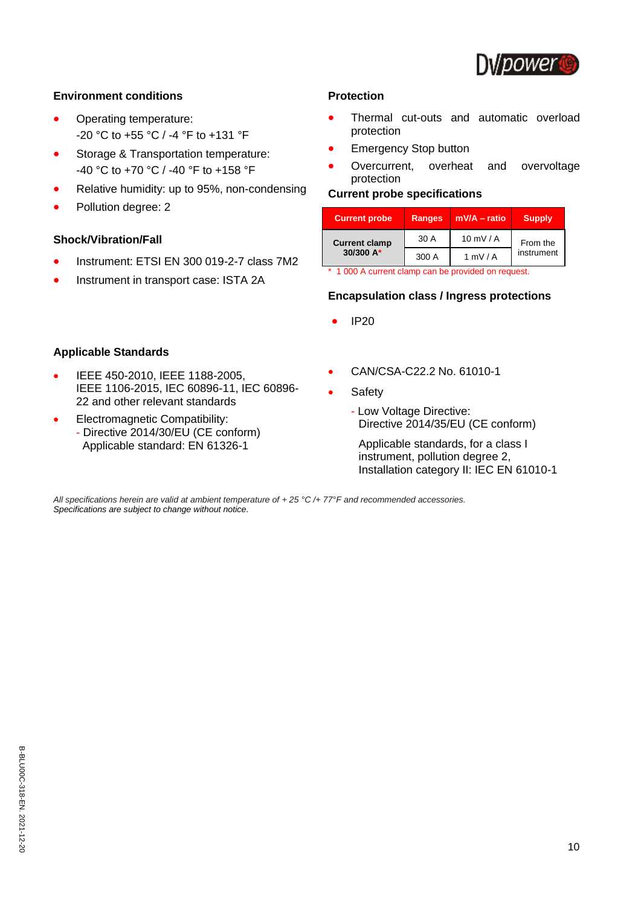## Environment conditions

- Operating temperature:
  -20 °C to +55 °C / -4 °F to +131 °F
- Storage & Transportation temperature:
  -40 °C to +70 °C / -40 °F to +158 °F
- Relative humidity: up to 95%, non-condensing
- Pollution degree: 2

## Shock/Vibration/Fall

- Instrument: ETSI EN 300 019-2-7 class 7M2
- Instrument in transport case: ISTA 2A

## Protection

- Thermal cut-outs and automatic overload protection
- Emergency Stop button
- Overcurrent, overheat and overvoltage protection

## Current probe specifications

| Current probe | Ranges | mV/A – ratio | Supply |
|---|---|---|---|
| **Current clamp 30/300 A*** | 30 A | 10 mV / A | From the instrument |
| | 300 A | 1 mV / A | |

\* 1 000 A current clamp can be provided on request.

## Encapsulation class / Ingress protections

- IP20

## Applicable Standards

- IEEE 450-2010, IEEE 1188-2005, IEEE 1106-2015, IEC 60896-11, IEC 60896-22 and other relevant standards
- Electromagnetic Compatibility:
  - Directive 2014/30/EU (CE conform)
    Applicable standard: EN 61326-1
- CAN/CSA-C22.2 No. 61010-1
- Safety
  - Low Voltage Directive:
    Directive 2014/35/EU (CE conform)

    Applicable standards, for a class I instrument, pollution degree 2, Installation category II: IEC EN 61010-1

*All specifications herein are valid at ambient temperature of + 25 °C /+ 77°F and recommended accessories.*
*Specifications are subject to change without notice.*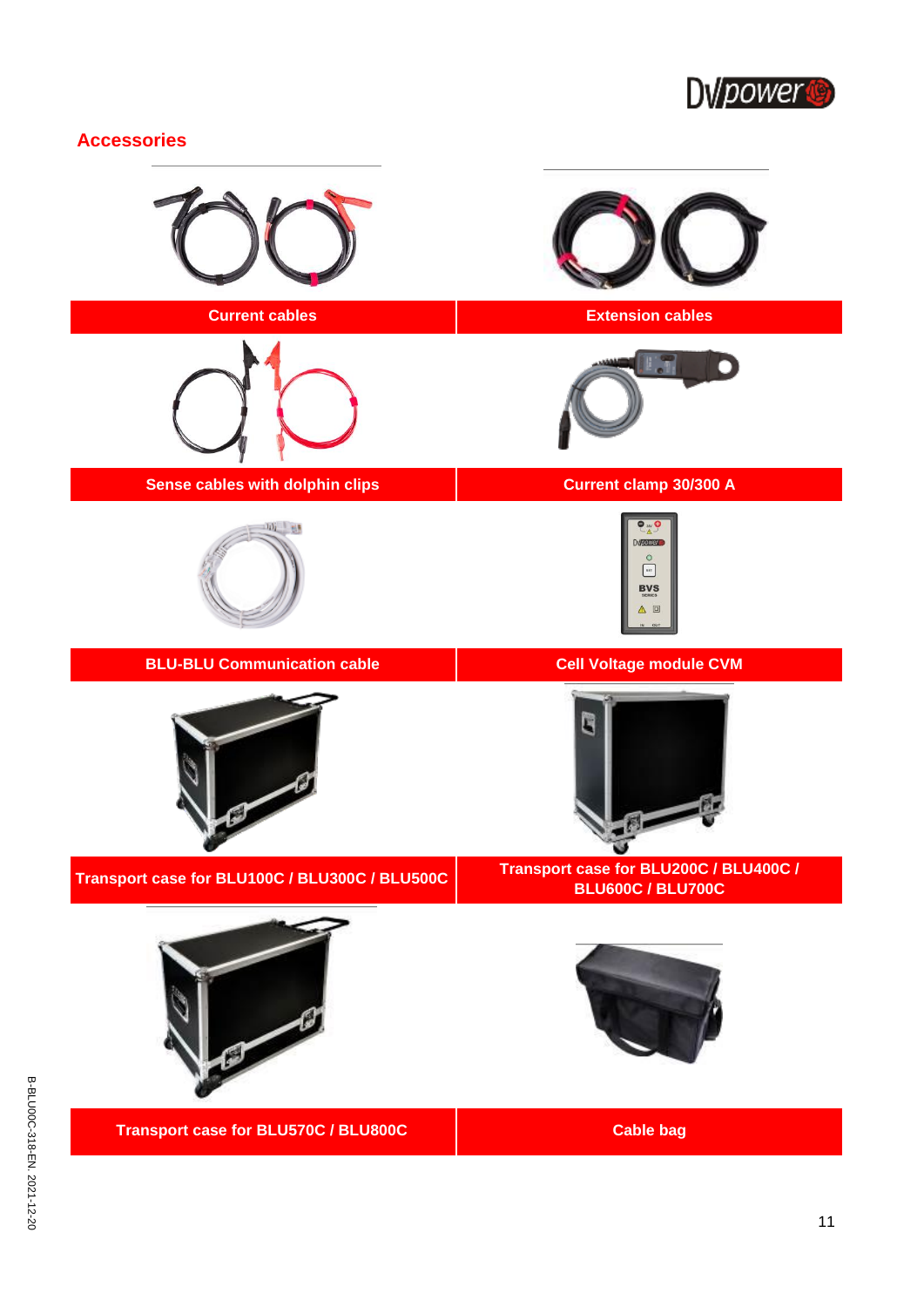## Accessories

| Current cables | Extension cables |
| --- | --- |
| **Sense cables with dolphin clips** | **Current clamp 30/300 A** |
| **BLU-BLU Communication cable** | **Cell Voltage module CVM** |
| **Transport case for BLU100C / BLU300C / BLU500C** | **Transport case for BLU200C / BLU400C / BLU600C / BLU700C** |
| **Transport case for BLU570C / BLU800C** | **Cable bag** |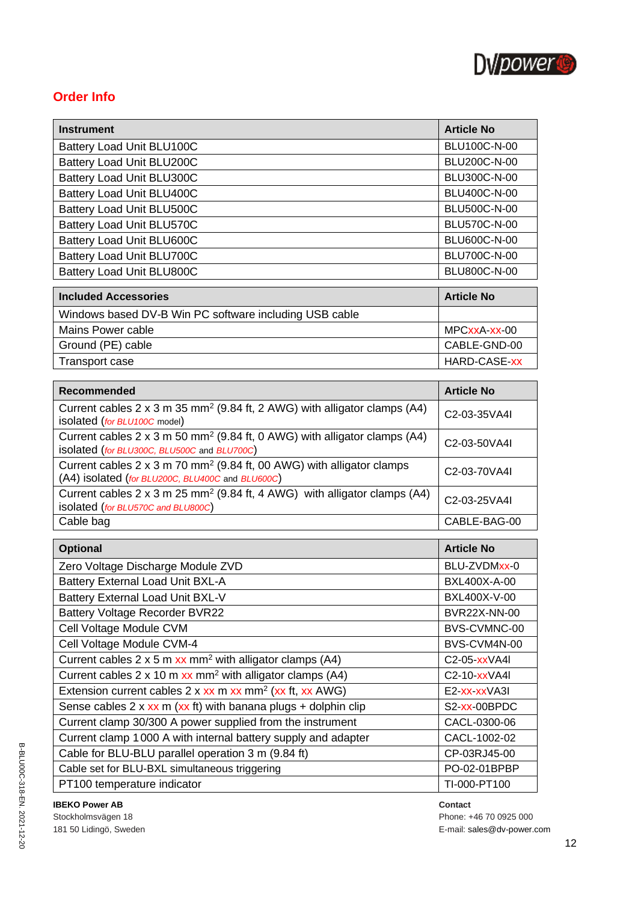## Order Info

| Instrument | Article No |
|---|---|
| Battery Load Unit BLU100C | BLU100C-N-00 |
| Battery Load Unit BLU200C | BLU200C-N-00 |
| Battery Load Unit BLU300C | BLU300C-N-00 |
| Battery Load Unit BLU400C | BLU400C-N-00 |
| Battery Load Unit BLU500C | BLU500C-N-00 |
| Battery Load Unit BLU570C | BLU570C-N-00 |
| Battery Load Unit BLU600C | BLU600C-N-00 |
| Battery Load Unit BLU700C | BLU700C-N-00 |
| Battery Load Unit BLU800C | BLU800C-N-00 |

| Included Accessories | Article No |
|---|---|
| Windows based DV-B Win PC software including USB cable | |
| Mains Power cable | MPCxxA-xx-00 |
| Ground (PE) cable | CABLE-GND-00 |
| Transport case | HARD-CASE-xx |

| Recommended | Article No |
|---|---|
| Current cables 2 x 3 m 35 mm² (9.84 ft, 2 AWG) with alligator clamps (A4) isolated (*for BLU100C* model) | C2-03-35VA4I |
| Current cables 2 x 3 m 50 mm² (9.84 ft, 0 AWG) with alligator clamps (A4) isolated (*for BLU300C, BLU500C* and *BLU700C*) | C2-03-50VA4I |
| Current cables 2 x 3 m 70 mm² (9.84 ft, 00 AWG) with alligator clamps (A4) isolated (*for BLU200C, BLU400C* and *BLU600C*) | C2-03-70VA4I |
| Current cables 2 x 3 m 25 mm² (9.84 ft, 4 AWG) with alligator clamps (A4) isolated (*for BLU570C and BLU800C*) | C2-03-25VA4I |
| Cable bag | CABLE-BAG-00 |

| Optional | Article No |
|---|---|
| Zero Voltage Discharge Module ZVD | BLU-ZVDMxx-0 |
| Battery External Load Unit BXL-A | BXL400X-A-00 |
| Battery External Load Unit BXL-V | BXL400X-V-00 |
| Battery Voltage Recorder BVR22 | BVR22X-NN-00 |
| Cell Voltage Module CVM | BVS-CVMNC-00 |
| Cell Voltage Module CVM-4 | BVS-CVM4N-00 |
| Current cables 2 x 5 m xx mm² with alligator clamps (A4) | C2-05-xxVA4I |
| Current cables 2 x 10 m xx mm² with alligator clamps (A4) | C2-10-xxVA4I |
| Extension current cables 2 x xx m xx mm² (xx ft, xx AWG) | E2-xx-xxVA3I |
| Sense cables 2 x xx m (xx ft) with banana plugs + dolphin clip | S2-xx-00BPDC |
| Current clamp 30/300 A power supplied from the instrument | CACL-0300-06 |
| Current clamp 1 000 A with internal battery supply and adapter | CACL-1002-02 |
| Cable for BLU-BLU parallel operation 3 m (9.84 ft) | CP-03RJ45-00 |
| Cable set for BLU-BXL simultaneous triggering | PO-02-01BPBP |
| PT100 temperature indicator | TI-000-PT100 |

**IBEKO Power AB**
Stockholmsvägen 18
181 50 Lidingö, Sweden

**Contact**
Phone: +46 70 0925 000
E-mail: sales@dv-power.com

B-BLU00C-318-EN, 2021-12-20